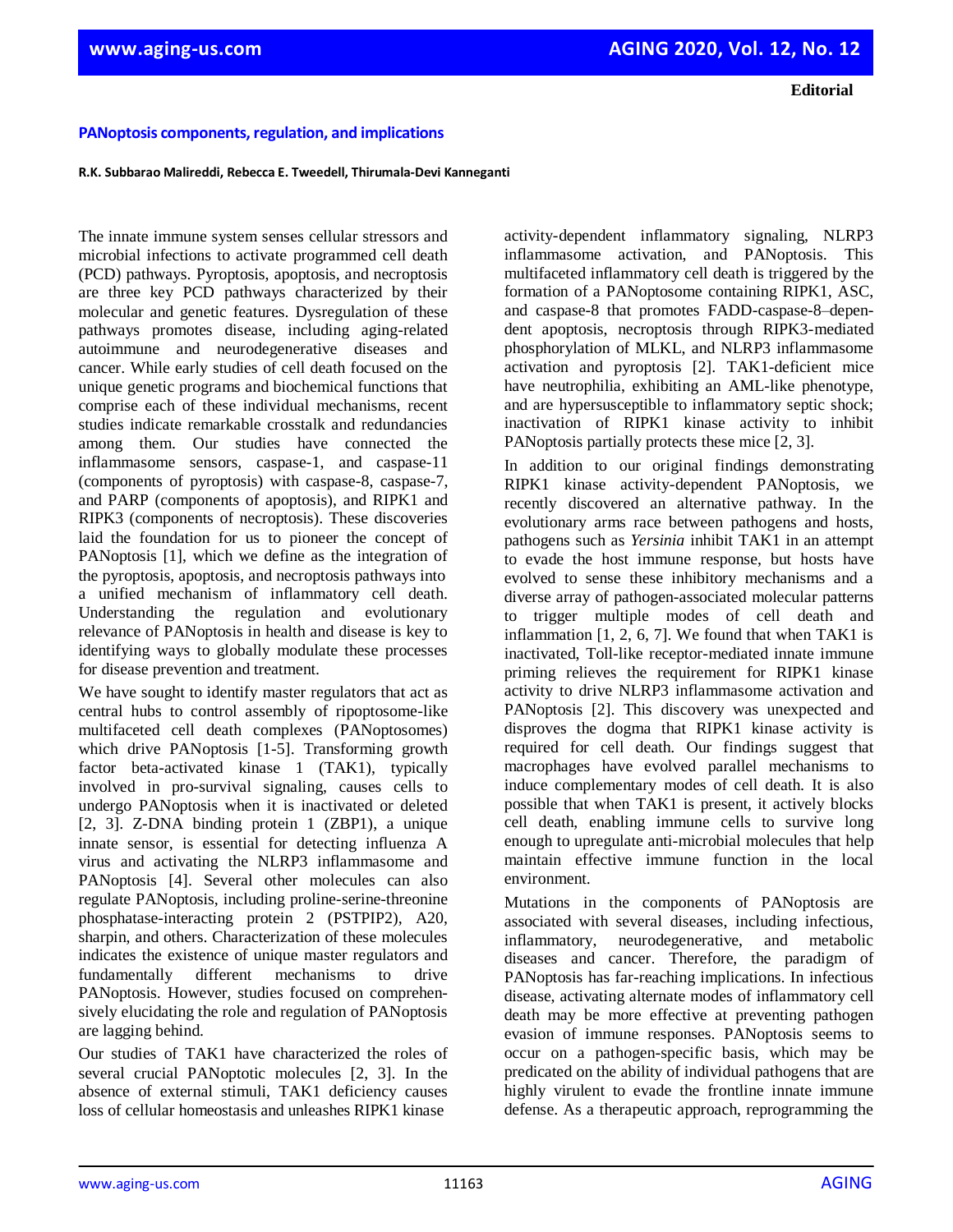**Editorial**

# PANoptosis components, regulation, and implications

**R.K. Subbarao Malireddi, Rebecca E. Tweedell, Thirumala-Devi Kanneganti**

The innate immune system senses cellular stressors and microbial infections to activate programmed cell death (PCD) pathways. Pyroptosis, apoptosis, and necroptosis are three key PCD pathways characterized by their molecular and genetic features. Dysregulation of these pathways promotes disease, including aging-related autoimmune and neurodegenerative diseases and cancer. While early studies of cell death focused on the unique genetic programs and biochemical functions that comprise each of these individual mechanisms, recent studies indicate remarkable crosstalk and redundancies among them. Our studies have connected the inflammasome sensors, caspase-1, and caspase-11 (components of pyroptosis) with caspase-8, caspase-7, and PARP (components of apoptosis), and RIPK1 and RIPK3 (components of necroptosis). These discoveries laid the foundation for us to pioneer the concept of PANoptosis [1], which we define as the integration of the pyroptosis, apoptosis, and necroptosis pathways into a unified mechanism of inflammatory cell death. Understanding the regulation and evolutionary relevance of PANoptosis in health and disease is key to identifying ways to globally modulate these processes for disease prevention and treatment.

We have sought to identify master regulators that act as central hubs to control assembly of ripoptosome-like multifaceted cell death complexes (PANoptosomes) which drive PANoptosis [1-5]. Transforming growth factor beta-activated kinase 1 (TAK1), typically involved in pro-survival signaling, causes cells to undergo PANoptosis when it is inactivated or deleted [2, 3]. Z-DNA binding protein 1 (ZBP1), a unique innate sensor, is essential for detecting influenza A virus and activating the NLRP3 inflammasome and PANoptosis [4]. Several other molecules can also regulate PANoptosis, including proline-serine-threonine phosphatase-interacting protein 2 (PSTPIP2), A20, sharpin, and others. Characterization of these molecules indicates the existence of unique master regulators and fundamentally different mechanisms to drive PANoptosis. However, studies focused on comprehensively elucidating the role and regulation of PANoptosis are lagging behind.

Our studies of TAK1 have characterized the roles of several crucial PANoptotic molecules [2, 3]. In the absence of external stimuli, TAK1 deficiency causes loss of cellular homeostasis and unleashes RIPK1 kinase activity-dependent inflammatory signaling, NLRP3 inflammasome activation, and PANoptosis. This multifaceted inflammatory cell death is triggered by the formation of a PANoptosome containing RIPK1, ASC, and caspase-8 that promotes FADD-caspase-8–dependent apoptosis, necroptosis through RIPK3-mediated phosphorylation of MLKL, and NLRP3 inflammasome activation and pyroptosis [2]. TAK1-deficient mice have neutrophilia, exhibiting an AML-like phenotype, and are hypersusceptible to inflammatory septic shock; inactivation of RIPK1 kinase activity to inhibit PANoptosis partially protects these mice [2, 3].

In addition to our original findings demonstrating RIPK1 kinase activity-dependent PANoptosis, we recently discovered an alternative pathway. In the evolutionary arms race between pathogens and hosts, pathogens such as *Yersinia* inhibit TAK1 in an attempt to evade the host immune response, but hosts have evolved to sense these inhibitory mechanisms and a diverse array of pathogen-associated molecular patterns to trigger multiple modes of cell death and inflammation [1, 2, 6, 7]. We found that when TAK1 is inactivated, Toll-like receptor-mediated innate immune priming relieves the requirement for RIPK1 kinase activity to drive NLRP3 inflammasome activation and PANoptosis [2]. This discovery was unexpected and disproves the dogma that RIPK1 kinase activity is required for cell death. Our findings suggest that macrophages have evolved parallel mechanisms to induce complementary modes of cell death. It is also possible that when TAK1 is present, it actively blocks cell death, enabling immune cells to survive long enough to upregulate anti-microbial molecules that help maintain effective immune function in the local environment.

Mutations in the components of PANoptosis are associated with several diseases, including infectious, inflammatory, neurodegenerative, and metabolic diseases and cancer. Therefore, the paradigm of PANoptosis has far-reaching implications. In infectious disease, activating alternate modes of inflammatory cell death may be more effective at preventing pathogen evasion of immune responses. PANoptosis seems to occur on a pathogen-specific basis, which may be predicated on the ability of individual pathogens that are highly virulent to evade the frontline innate immune defense. As a therapeutic approach, reprogramming the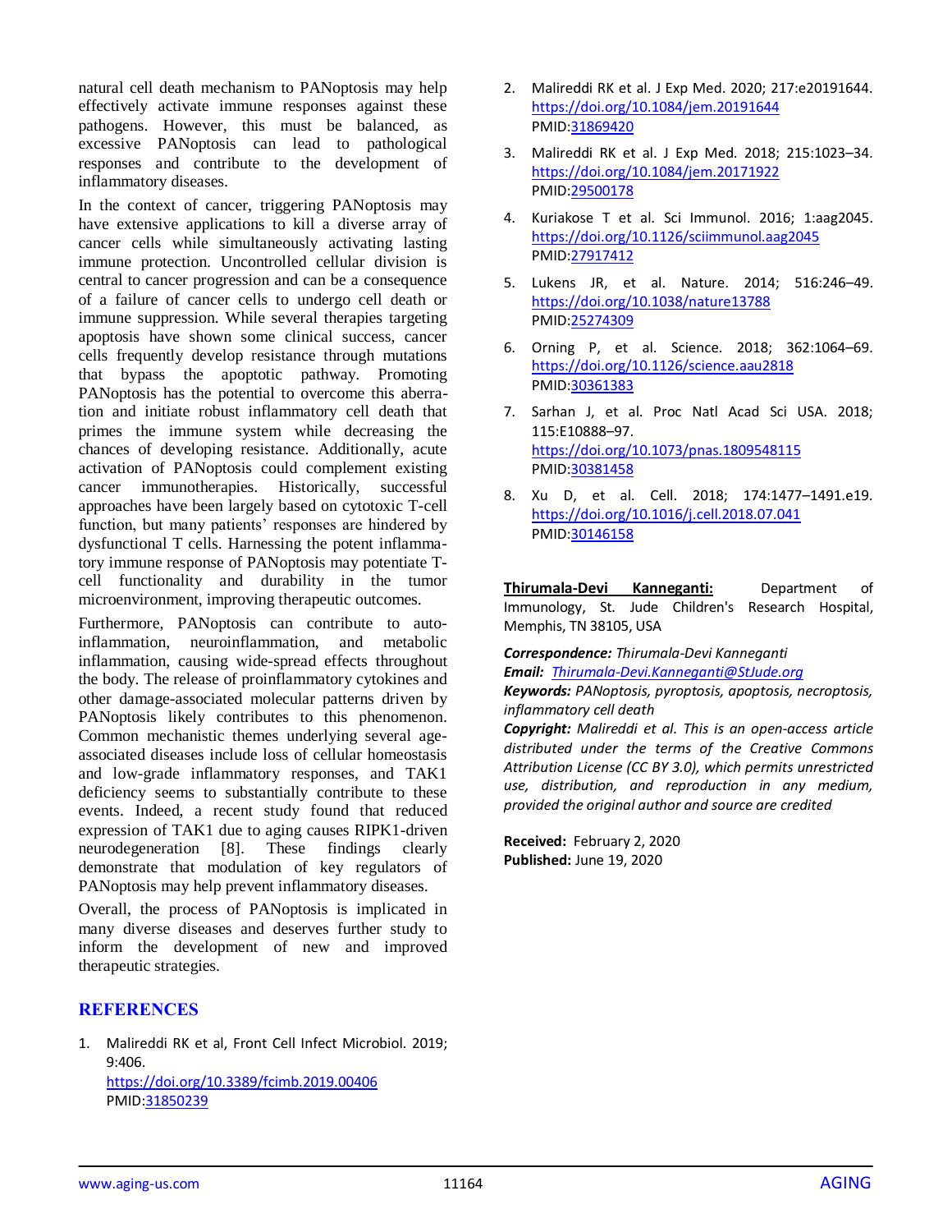natural cell death mechanism to PANoptosis may help effectively activate immune responses against these pathogens. However, this must be balanced, as excessive PANoptosis can lead to pathological responses and contribute to the development of inflammatory diseases.

In the context of cancer, triggering PANoptosis may have extensive applications to kill a diverse array of cancer cells while simultaneously activating lasting immune protection. Uncontrolled cellular division is central to cancer progression and can be a consequence of a failure of cancer cells to undergo cell death or immune suppression. While several therapies targeting apoptosis have shown some clinical success, cancer cells frequently develop resistance through mutations that bypass the apoptotic pathway. Promoting PANoptosis has the potential to overcome this aberration and initiate robust inflammatory cell death that primes the immune system while decreasing the chances of developing resistance. Additionally, acute activation of PANoptosis could complement existing cancer immunotherapies. Historically, successful approaches have been largely based on cytotoxic T-cell function, but many patients' responses are hindered by dysfunctional T cells. Harnessing the potent inflammatory immune response of PANoptosis may potentiate T-cell functionality and durability in the tumor microenvironment, improving therapeutic outcomes.

Furthermore, PANoptosis can contribute to auto-inflammation, neuroinflammation, and metabolic inflammation, causing wide-spread effects throughout the body. The release of proinflammatory cytokines and other damage-associated molecular patterns driven by PANoptosis likely contributes to this phenomenon. Common mechanistic themes underlying several age-associated diseases include loss of cellular homeostasis and low-grade inflammatory responses, and TAK1 deficiency seems to substantially contribute to these events. Indeed, a recent study found that reduced expression of TAK1 due to aging causes RIPK1-driven neurodegeneration [8]. These findings clearly demonstrate that modulation of key regulators of PANoptosis may help prevent inflammatory diseases.

Overall, the process of PANoptosis is implicated in many diverse diseases and deserves further study to inform the development of new and improved therapeutic strategies.

## REFERENCES

1. Malireddi RK et al, Front Cell Infect Microbiol. 2019; 9:406. https://doi.org/10.3389/fcimb.2019.00406 PMID:31850239

2. Malireddi RK et al. J Exp Med. 2020; 217:e20191644. https://doi.org/10.1084/jem.20191644 PMID:31869420

3. Malireddi RK et al. J Exp Med. 2018; 215:1023–34. https://doi.org/10.1084/jem.20171922 PMID:29500178

4. Kuriakose T et al. Sci Immunol. 2016; 1:aag2045. https://doi.org/10.1126/sciimmunol.aag2045 PMID:27917412

5. Lukens JR, et al. Nature. 2014; 516:246–49. https://doi.org/10.1038/nature13788 PMID:25274309

6. Orning P, et al. Science. 2018; 362:1064–69. https://doi.org/10.1126/science.aau2818 PMID:30361383

7. Sarhan J, et al. Proc Natl Acad Sci USA. 2018; 115:E10888–97. https://doi.org/10.1073/pnas.1809548115 PMID:30381458

8. Xu D, et al. Cell. 2018; 174:1477–1491.e19. https://doi.org/10.1016/j.cell.2018.07.041 PMID:30146158

**Thirumala-Devi Kanneganti:** Department of Immunology, St. Jude Children's Research Hospital, Memphis, TN 38105, USA

***Correspondence:*** *Thirumala-Devi Kanneganti*

***Email:*** *Thirumala-Devi.Kanneganti@StJude.org*

***Keywords:*** *PANoptosis, pyroptosis, apoptosis, necroptosis, inflammatory cell death*

***Copyright:*** *Malireddi et al. This is an open-access article distributed under the terms of the Creative Commons Attribution License (CC BY 3.0), which permits unrestricted use, distribution, and reproduction in any medium, provided the original author and source are credited*

**Received:** February 2, 2020

**Published:** June 19, 2020